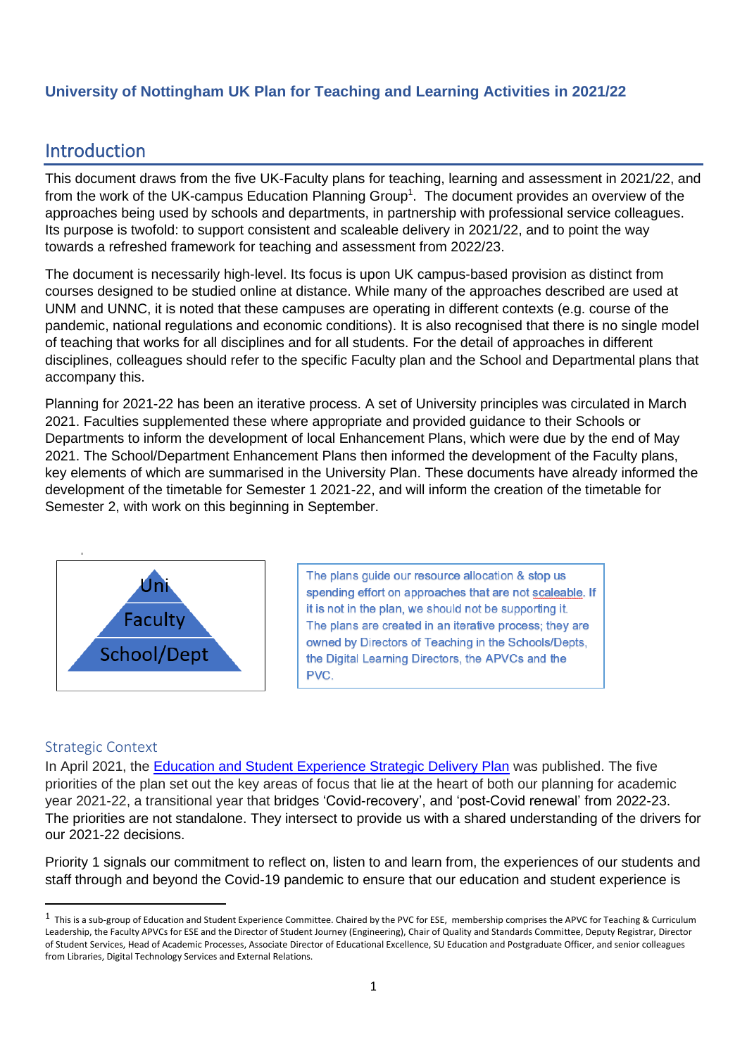**University of Nottingham UK Plan for Teaching and Learning Activities in 2021/22**

# Introduction

This document draws from the five UK-Faculty plans for teaching, learning and assessment in 2021/22, and from the work of the UK-campus Education Planning Group[1]. The document provides an overview of the approaches being used by schools and departments, in partnership with professional service colleagues. Its purpose is twofold: to support consistent and scaleable delivery in 2021/22, and to point the way towards a refreshed framework for teaching and assessment from 2022/23.

The document is necessarily high-level. Its focus is upon UK campus-based provision as distinct from courses designed to be studied online at distance. While many of the approaches described are used at UNM and UNNC, it is noted that these campuses are operating in different contexts (e.g. course of the pandemic, national regulations and economic conditions). It is also recognised that there is no single model of teaching that works for all disciplines and for all students. For the detail of approaches in different disciplines, colleagues should refer to the specific Faculty plan and the School and Departmental plans that accompany this.

Planning for 2021-22 has been an iterative process. A set of University principles was circulated in March 2021. Faculties supplemented these where appropriate and provided guidance to their Schools or Departments to inform the development of local Enhancement Plans, which were due by the end of May 2021. The School/Department Enhancement Plans then informed the development of the Faculty plans, key elements of which are summarised in the University Plan. These documents have already informed the development of the timetable for Semester 1 2021-22, and will inform the creation of the timetable for Semester 2, with work on this beginning in September.

Uni
Faculty
School/Dept

The plans guide our resource allocation & stop us spending effort on approaches that are not scaleable. If it is not in the plan, we should not be supporting it. The plans are created in an iterative process; they are owned by Directors of Teaching in the Schools/Depts, the Digital Learning Directors, the APVCs and the PVC.

## Strategic Context

In April 2021, the Education and Student Experience Strategic Delivery Plan was published. The five priorities of the plan set out the key areas of focus that lie at the heart of both our planning for academic year 2021-22, a transitional year that bridges 'Covid-recovery', and 'post-Covid renewal' from 2022-23. The priorities are not standalone. They intersect to provide us with a shared understanding of the drivers for our 2021-22 decisions.

Priority 1 signals our commitment to reflect on, listen to and learn from, the experiences of our students and staff through and beyond the Covid-19 pandemic to ensure that our education and student experience is

[1] This is a sub-group of Education and Student Experience Committee. Chaired by the PVC for ESE, membership comprises the APVC for Teaching & Curriculum Leadership, the Faculty APVCs for ESE and the Director of Student Journey (Engineering), Chair of Quality and Standards Committee, Deputy Registrar, Director of Student Services, Head of Academic Processes, Associate Director of Educational Excellence, SU Education and Postgraduate Officer, and senior colleagues from Libraries, Digital Technology Services and External Relations.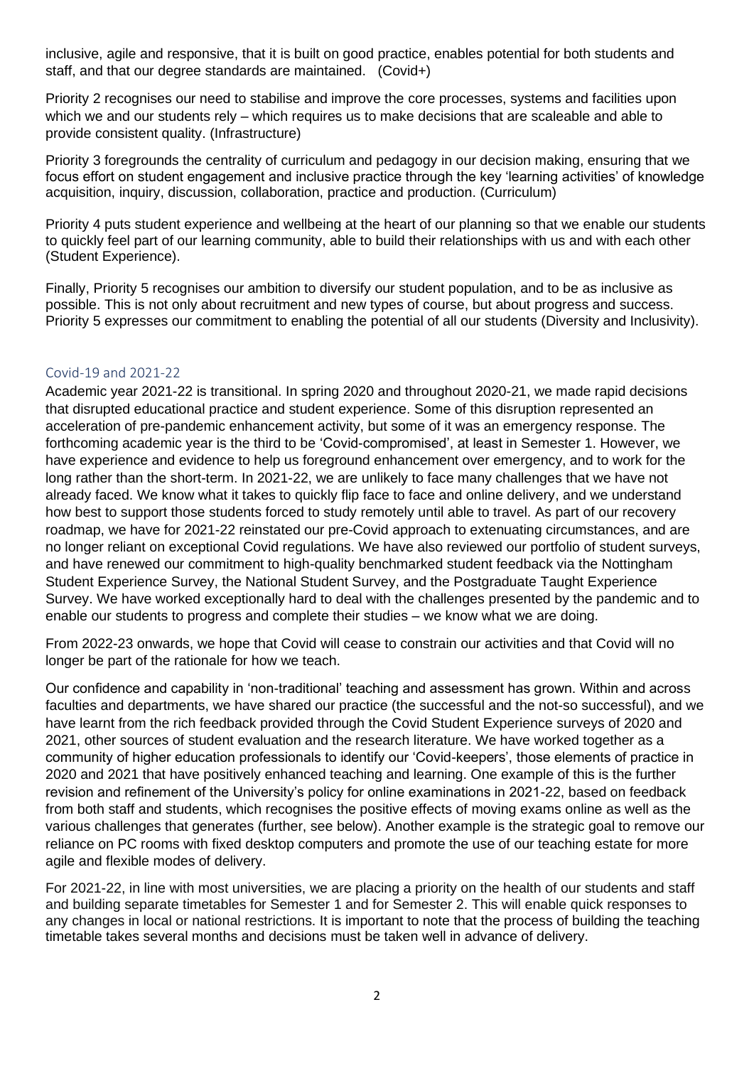inclusive, agile and responsive, that it is built on good practice, enables potential for both students and staff, and that our degree standards are maintained. (Covid+)

Priority 2 recognises our need to stabilise and improve the core processes, systems and facilities upon which we and our students rely – which requires us to make decisions that are scaleable and able to provide consistent quality. (Infrastructure)

Priority 3 foregrounds the centrality of curriculum and pedagogy in our decision making, ensuring that we focus effort on student engagement and inclusive practice through the key 'learning activities' of knowledge acquisition, inquiry, discussion, collaboration, practice and production. (Curriculum)

Priority 4 puts student experience and wellbeing at the heart of our planning so that we enable our students to quickly feel part of our learning community, able to build their relationships with us and with each other (Student Experience).

Finally, Priority 5 recognises our ambition to diversify our student population, and to be as inclusive as possible. This is not only about recruitment and new types of course, but about progress and success. Priority 5 expresses our commitment to enabling the potential of all our students (Diversity and Inclusivity).

## Covid-19 and 2021-22

Academic year 2021-22 is transitional. In spring 2020 and throughout 2020-21, we made rapid decisions that disrupted educational practice and student experience. Some of this disruption represented an acceleration of pre-pandemic enhancement activity, but some of it was an emergency response. The forthcoming academic year is the third to be 'Covid-compromised', at least in Semester 1. However, we have experience and evidence to help us foreground enhancement over emergency, and to work for the long rather than the short-term. In 2021-22, we are unlikely to face many challenges that we have not already faced. We know what it takes to quickly flip face to face and online delivery, and we understand how best to support those students forced to study remotely until able to travel. As part of our recovery roadmap, we have for 2021-22 reinstated our pre-Covid approach to extenuating circumstances, and are no longer reliant on exceptional Covid regulations. We have also reviewed our portfolio of student surveys, and have renewed our commitment to high-quality benchmarked student feedback via the Nottingham Student Experience Survey, the National Student Survey, and the Postgraduate Taught Experience Survey. We have worked exceptionally hard to deal with the challenges presented by the pandemic and to enable our students to progress and complete their studies – we know what we are doing.

From 2022-23 onwards, we hope that Covid will cease to constrain our activities and that Covid will no longer be part of the rationale for how we teach.

Our confidence and capability in 'non-traditional' teaching and assessment has grown. Within and across faculties and departments, we have shared our practice (the successful and the not-so successful), and we have learnt from the rich feedback provided through the Covid Student Experience surveys of 2020 and 2021, other sources of student evaluation and the research literature. We have worked together as a community of higher education professionals to identify our 'Covid-keepers', those elements of practice in 2020 and 2021 that have positively enhanced teaching and learning. One example of this is the further revision and refinement of the University's policy for online examinations in 2021-22, based on feedback from both staff and students, which recognises the positive effects of moving exams online as well as the various challenges that generates (further, see below). Another example is the strategic goal to remove our reliance on PC rooms with fixed desktop computers and promote the use of our teaching estate for more agile and flexible modes of delivery.

For 2021-22, in line with most universities, we are placing a priority on the health of our students and staff and building separate timetables for Semester 1 and for Semester 2. This will enable quick responses to any changes in local or national restrictions. It is important to note that the process of building the teaching timetable takes several months and decisions must be taken well in advance of delivery.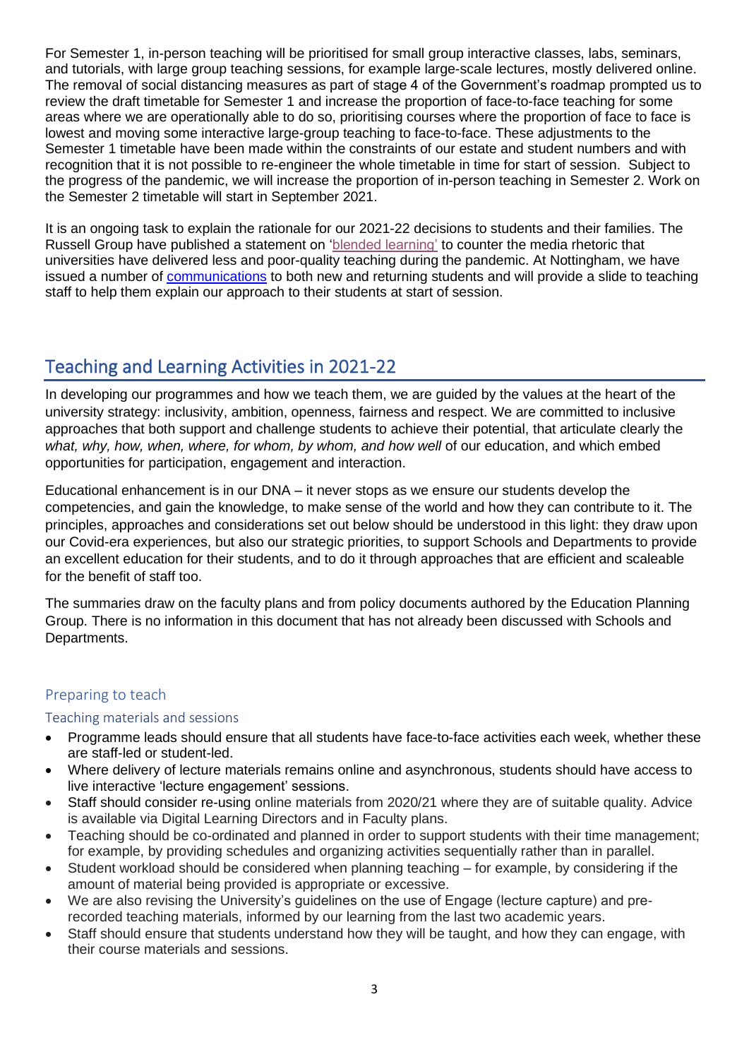For Semester 1, in-person teaching will be prioritised for small group interactive classes, labs, seminars, and tutorials, with large group teaching sessions, for example large-scale lectures, mostly delivered online. The removal of social distancing measures as part of stage 4 of the Government's roadmap prompted us to review the draft timetable for Semester 1 and increase the proportion of face-to-face teaching for some areas where we are operationally able to do so, prioritising courses where the proportion of face to face is lowest and moving some interactive large-group teaching to face-to-face. These adjustments to the Semester 1 timetable have been made within the constraints of our estate and student numbers and with recognition that it is not possible to re-engineer the whole timetable in time for start of session. Subject to the progress of the pandemic, we will increase the proportion of in-person teaching in Semester 2. Work on the Semester 2 timetable will start in September 2021.

It is an ongoing task to explain the rationale for our 2021-22 decisions to students and their families. The Russell Group have published a statement on 'blended learning' to counter the media rhetoric that universities have delivered less and poor-quality teaching during the pandemic. At Nottingham, we have issued a number of communications to both new and returning students and will provide a slide to teaching staff to help them explain our approach to their students at start of session.

## Teaching and Learning Activities in 2021-22

In developing our programmes and how we teach them, we are guided by the values at the heart of the university strategy: inclusivity, ambition, openness, fairness and respect. We are committed to inclusive approaches that both support and challenge students to achieve their potential, that articulate clearly the *what, why, how, when, where, for whom, by whom, and how well* of our education, and which embed opportunities for participation, engagement and interaction.

Educational enhancement is in our DNA – it never stops as we ensure our students develop the competencies, and gain the knowledge, to make sense of the world and how they can contribute to it. The principles, approaches and considerations set out below should be understood in this light: they draw upon our Covid-era experiences, but also our strategic priorities, to support Schools and Departments to provide an excellent education for their students, and to do it through approaches that are efficient and scaleable for the benefit of staff too.

The summaries draw on the faculty plans and from policy documents authored by the Education Planning Group. There is no information in this document that has not already been discussed with Schools and Departments.

### Preparing to teach

#### Teaching materials and sessions

- Programme leads should ensure that all students have face-to-face activities each week, whether these are staff-led or student-led.
- Where delivery of lecture materials remains online and asynchronous, students should have access to live interactive 'lecture engagement' sessions.
- Staff should consider re-using online materials from 2020/21 where they are of suitable quality. Advice is available via Digital Learning Directors and in Faculty plans.
- Teaching should be co-ordinated and planned in order to support students with their time management; for example, by providing schedules and organizing activities sequentially rather than in parallel.
- Student workload should be considered when planning teaching – for example, by considering if the amount of material being provided is appropriate or excessive.
- We are also revising the University's guidelines on the use of Engage (lecture capture) and pre-recorded teaching materials, informed by our learning from the last two academic years.
- Staff should ensure that students understand how they will be taught, and how they can engage, with their course materials and sessions.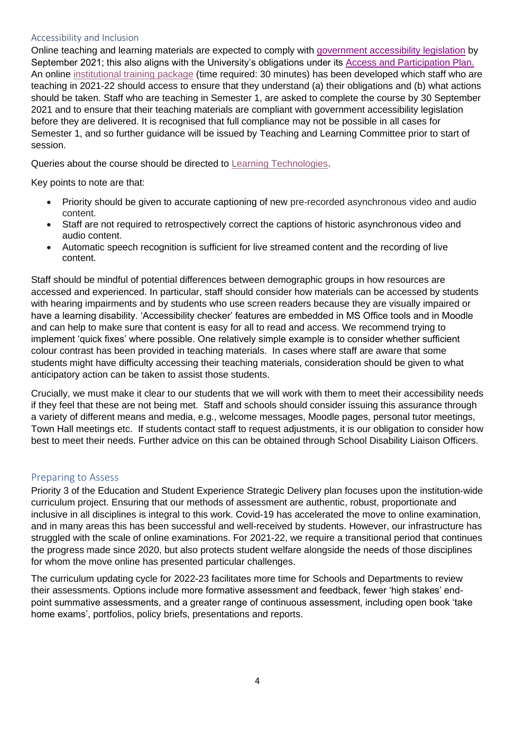## Accessibility and Inclusion

Online teaching and learning materials are expected to comply with government accessibility legislation by September 2021; this also aligns with the University's obligations under its Access and Participation Plan. An online institutional training package (time required: 30 minutes) has been developed which staff who are teaching in 2021-22 should access to ensure that they understand (a) their obligations and (b) what actions should be taken. Staff who are teaching in Semester 1, are asked to complete the course by 30 September 2021 and to ensure that their teaching materials are compliant with government accessibility legislation before they are delivered. It is recognised that full compliance may not be possible in all cases for Semester 1, and so further guidance will be issued by Teaching and Learning Committee prior to start of session.

Queries about the course should be directed to Learning Technologies.

Key points to note are that:

- Priority should be given to accurate captioning of new pre-recorded asynchronous video and audio content.
- Staff are not required to retrospectively correct the captions of historic asynchronous video and audio content.
- Automatic speech recognition is sufficient for live streamed content and the recording of live content.

Staff should be mindful of potential differences between demographic groups in how resources are accessed and experienced. In particular, staff should consider how materials can be accessed by students with hearing impairments and by students who use screen readers because they are visually impaired or have a learning disability. 'Accessibility checker' features are embedded in MS Office tools and in Moodle and can help to make sure that content is easy for all to read and access. We recommend trying to implement 'quick fixes' where possible. One relatively simple example is to consider whether sufficient colour contrast has been provided in teaching materials. In cases where staff are aware that some students might have difficulty accessing their teaching materials, consideration should be given to what anticipatory action can be taken to assist those students.

Crucially, we must make it clear to our students that we will work with them to meet their accessibility needs if they feel that these are not being met. Staff and schools should consider issuing this assurance through a variety of different means and media, e.g., welcome messages, Moodle pages, personal tutor meetings, Town Hall meetings etc. If students contact staff to request adjustments, it is our obligation to consider how best to meet their needs. Further advice on this can be obtained through School Disability Liaison Officers.

## Preparing to Assess

Priority 3 of the Education and Student Experience Strategic Delivery plan focuses upon the institution-wide curriculum project. Ensuring that our methods of assessment are authentic, robust, proportionate and inclusive in all disciplines is integral to this work. Covid-19 has accelerated the move to online examination, and in many areas this has been successful and well-received by students. However, our infrastructure has struggled with the scale of online examinations. For 2021-22, we require a transitional period that continues the progress made since 2020, but also protects student welfare alongside the needs of those disciplines for whom the move online has presented particular challenges.

The curriculum updating cycle for 2022-23 facilitates more time for Schools and Departments to review their assessments. Options include more formative assessment and feedback, fewer 'high stakes' end-point summative assessments, and a greater range of continuous assessment, including open book 'take home exams', portfolios, policy briefs, presentations and reports.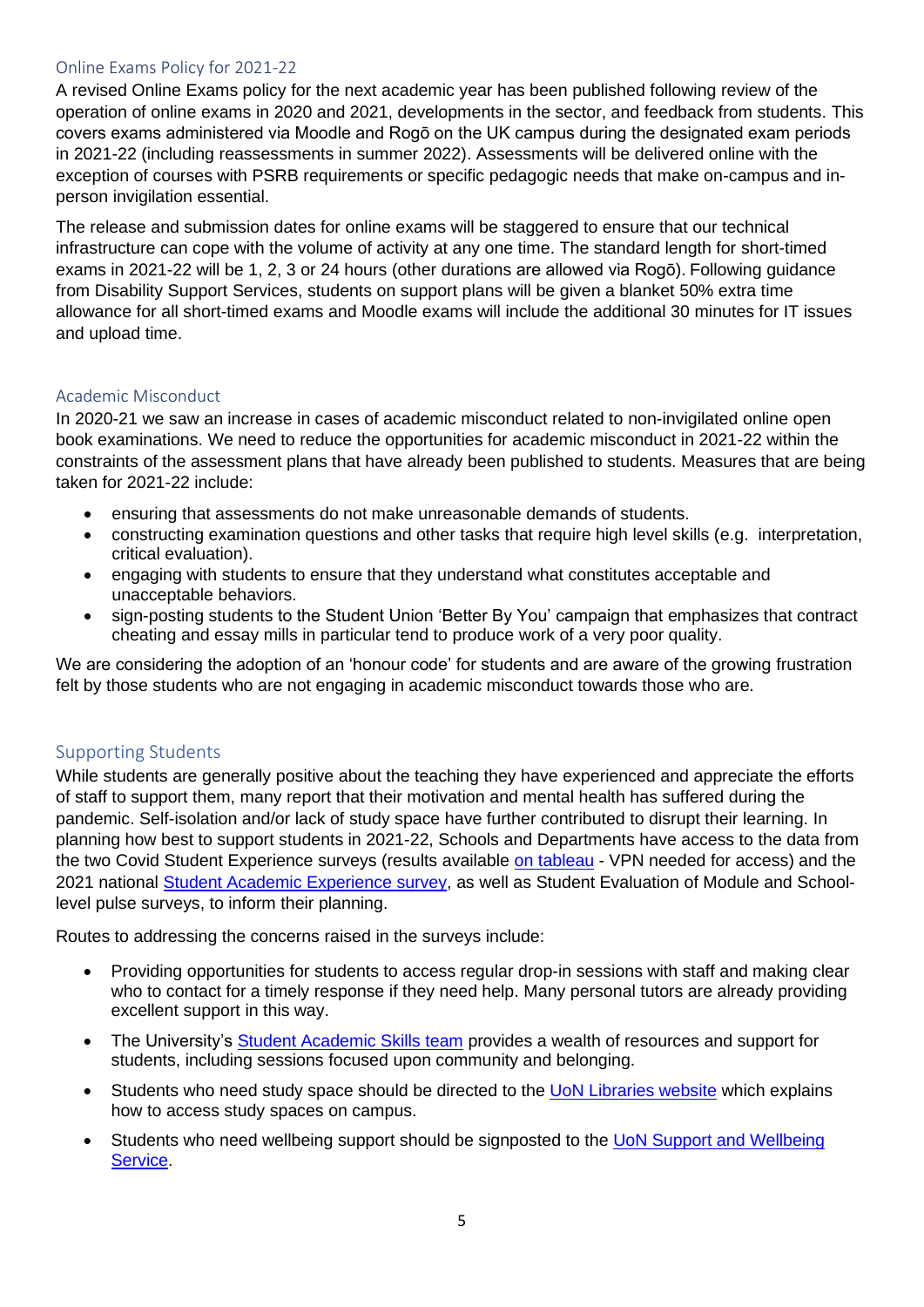## Online Exams Policy for 2021-22

A revised Online Exams policy for the next academic year has been published following review of the operation of online exams in 2020 and 2021, developments in the sector, and feedback from students. This covers exams administered via Moodle and Rogō on the UK campus during the designated exam periods in 2021-22 (including reassessments in summer 2022). Assessments will be delivered online with the exception of courses with PSRB requirements or specific pedagogic needs that make on-campus and in-person invigilation essential.

The release and submission dates for online exams will be staggered to ensure that our technical infrastructure can cope with the volume of activity at any one time. The standard length for short-timed exams in 2021-22 will be 1, 2, 3 or 24 hours (other durations are allowed via Rogō). Following guidance from Disability Support Services, students on support plans will be given a blanket 50% extra time allowance for all short-timed exams and Moodle exams will include the additional 30 minutes for IT issues and upload time.

## Academic Misconduct

In 2020-21 we saw an increase in cases of academic misconduct related to non-invigilated online open book examinations. We need to reduce the opportunities for academic misconduct in 2021-22 within the constraints of the assessment plans that have already been published to students. Measures that are being taken for 2021-22 include:

- ensuring that assessments do not make unreasonable demands of students.
- constructing examination questions and other tasks that require high level skills (e.g. interpretation, critical evaluation).
- engaging with students to ensure that they understand what constitutes acceptable and unacceptable behaviors.
- sign-posting students to the Student Union 'Better By You' campaign that emphasizes that contract cheating and essay mills in particular tend to produce work of a very poor quality.

We are considering the adoption of an 'honour code' for students and are aware of the growing frustration felt by those students who are not engaging in academic misconduct towards those who are.

## Supporting Students

While students are generally positive about the teaching they have experienced and appreciate the efforts of staff to support them, many report that their motivation and mental health has suffered during the pandemic. Self-isolation and/or lack of study space have further contributed to disrupt their learning. In planning how best to support students in 2021-22, Schools and Departments have access to the data from the two Covid Student Experience surveys (results available on tableau - VPN needed for access) and the 2021 national Student Academic Experience survey, as well as Student Evaluation of Module and School-level pulse surveys, to inform their planning.

Routes to addressing the concerns raised in the surveys include:

- Providing opportunities for students to access regular drop-in sessions with staff and making clear who to contact for a timely response if they need help. Many personal tutors are already providing excellent support in this way.
- The University's Student Academic Skills team provides a wealth of resources and support for students, including sessions focused upon community and belonging.
- Students who need study space should be directed to the UoN Libraries website which explains how to access study spaces on campus.
- Students who need wellbeing support should be signposted to the UoN Support and Wellbeing Service.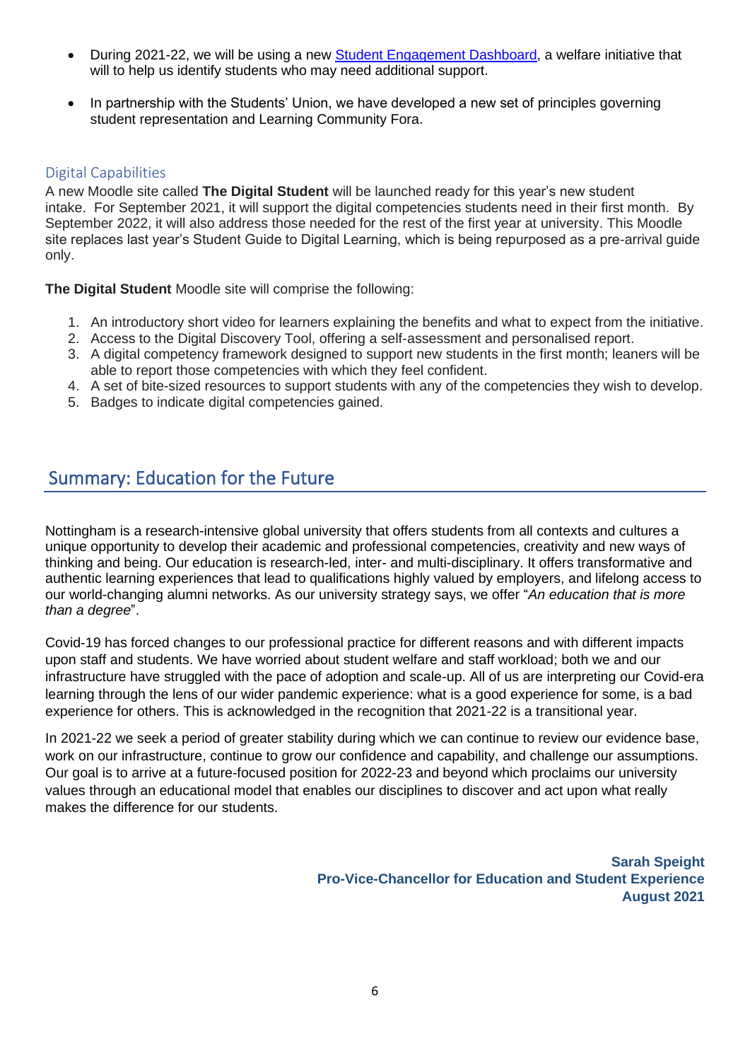- During 2021-22, we will be using a new [Student Engagement Dashboard](), a welfare initiative that will to help us identify students who may need additional support.
- In partnership with the Students' Union, we have developed a new set of principles governing student representation and Learning Community Fora.

### Digital Capabilities

A new Moodle site called **The Digital Student** will be launched ready for this year's new student intake. For September 2021, it will support the digital competencies students need in their first month. By September 2022, it will also address those needed for the rest of the first year at university. This Moodle site replaces last year's Student Guide to Digital Learning, which is being repurposed as a pre-arrival guide only.

**The Digital Student** Moodle site will comprise the following:

1. An introductory short video for learners explaining the benefits and what to expect from the initiative.
2. Access to the Digital Discovery Tool, offering a self-assessment and personalised report.
3. A digital competency framework designed to support new students in the first month; leaners will be able to report those competencies with which they feel confident.
4. A set of bite-sized resources to support students with any of the competencies they wish to develop.
5. Badges to indicate digital competencies gained.

## Summary: Education for the Future

Nottingham is a research-intensive global university that offers students from all contexts and cultures a unique opportunity to develop their academic and professional competencies, creativity and new ways of thinking and being. Our education is research-led, inter- and multi-disciplinary. It offers transformative and authentic learning experiences that lead to qualifications highly valued by employers, and lifelong access to our world-changing alumni networks. As our university strategy says, we offer "*An education that is more than a degree*".

Covid-19 has forced changes to our professional practice for different reasons and with different impacts upon staff and students. We have worried about student welfare and staff workload; both we and our infrastructure have struggled with the pace of adoption and scale-up. All of us are interpreting our Covid-era learning through the lens of our wider pandemic experience: what is a good experience for some, is a bad experience for others. This is acknowledged in the recognition that 2021-22 is a transitional year.

In 2021-22 we seek a period of greater stability during which we can continue to review our evidence base, work on our infrastructure, continue to grow our confidence and capability, and challenge our assumptions. Our goal is to arrive at a future-focused position for 2022-23 and beyond which proclaims our university values through an educational model that enables our disciplines to discover and act upon what really makes the difference for our students.

**Sarah Speight**
**Pro-Vice-Chancellor for Education and Student Experience**
**August 2021**